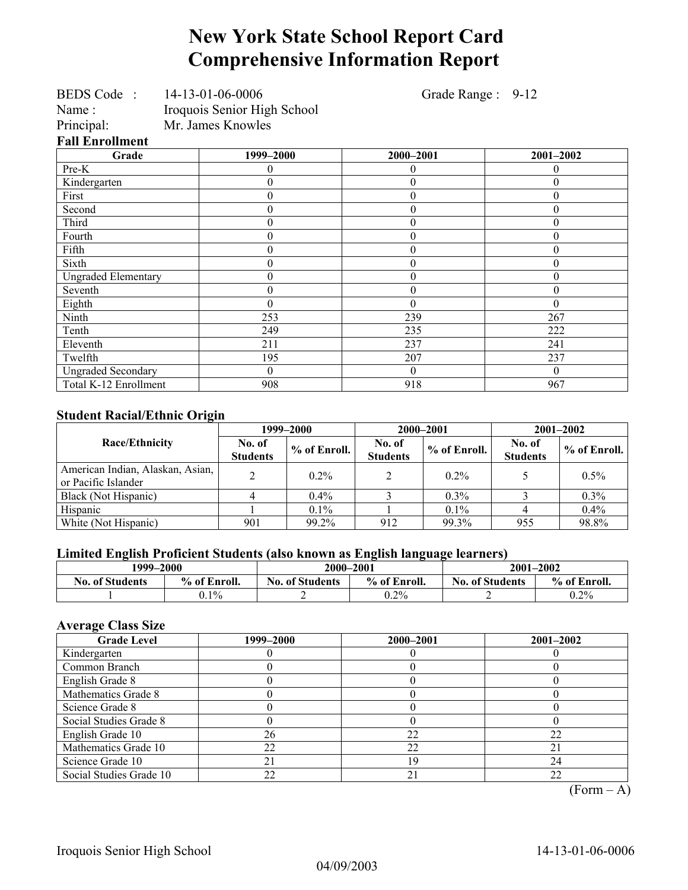# New York State School Report Card
# Comprehensive Information Report

BEDS Code : 14-13-01-06-0006 Grade Range : 9-12
Name : Iroquois Senior High School
Principal: Mr. James Knowles

**Fall Enrollment**

| Grade | 1999–2000 | 2000–2001 | 2001–2002 |
|---|---|---|---|
| Pre-K | 0 | 0 | 0 |
| Kindergarten | 0 | 0 | 0 |
| First | 0 | 0 | 0 |
| Second | 0 | 0 | 0 |
| Third | 0 | 0 | 0 |
| Fourth | 0 | 0 | 0 |
| Fifth | 0 | 0 | 0 |
| Sixth | 0 | 0 | 0 |
| Ungraded Elementary | 0 | 0 | 0 |
| Seventh | 0 | 0 | 0 |
| Eighth | 0 | 0 | 0 |
| Ninth | 253 | 239 | 267 |
| Tenth | 249 | 235 | 222 |
| Eleventh | 211 | 237 | 241 |
| Twelfth | 195 | 207 | 237 |
| Ungraded Secondary | 0 | 0 | 0 |
| Total K-12 Enrollment | 908 | 918 | 967 |

## Student Racial/Ethnic Origin

| Race/Ethnicity | 1999–2000 | | 2000–2001 | | 2001–2002 | |
|---|---|---|---|---|---|---|
| | No. of Students | % of Enroll. | No. of Students | % of Enroll. | No. of Students | % of Enroll. |
| American Indian, Alaskan, Asian, or Pacific Islander | 2 | 0.2% | 2 | 0.2% | 5 | 0.5% |
| Black (Not Hispanic) | 4 | 0.4% | 3 | 0.3% | 3 | 0.3% |
| Hispanic | 1 | 0.1% | 1 | 0.1% | 4 | 0.4% |
| White (Not Hispanic) | 901 | 99.2% | 912 | 99.3% | 955 | 98.8% |

## Limited English Proficient Students (also known as English language learners)

| 1999–2000 | | 2000–2001 | | 2001–2002 | |
|---|---|---|---|---|---|
| No. of Students | % of Enroll. | No. of Students | % of Enroll. | No. of Students | % of Enroll. |
| 1 | 0.1% | 2 | 0.2% | 2 | 0.2% |

## Average Class Size

| Grade Level | 1999–2000 | 2000–2001 | 2001–2002 |
|---|---|---|---|
| Kindergarten | 0 | 0 | 0 |
| Common Branch | 0 | 0 | 0 |
| English Grade 8 | 0 | 0 | 0 |
| Mathematics Grade 8 | 0 | 0 | 0 |
| Science Grade 8 | 0 | 0 | 0 |
| Social Studies Grade 8 | 0 | 0 | 0 |
| English Grade 10 | 26 | 22 | 22 |
| Mathematics Grade 10 | 22 | 22 | 21 |
| Science Grade 10 | 21 | 19 | 24 |
| Social Studies Grade 10 | 22 | 21 | 22 |

(Form – A)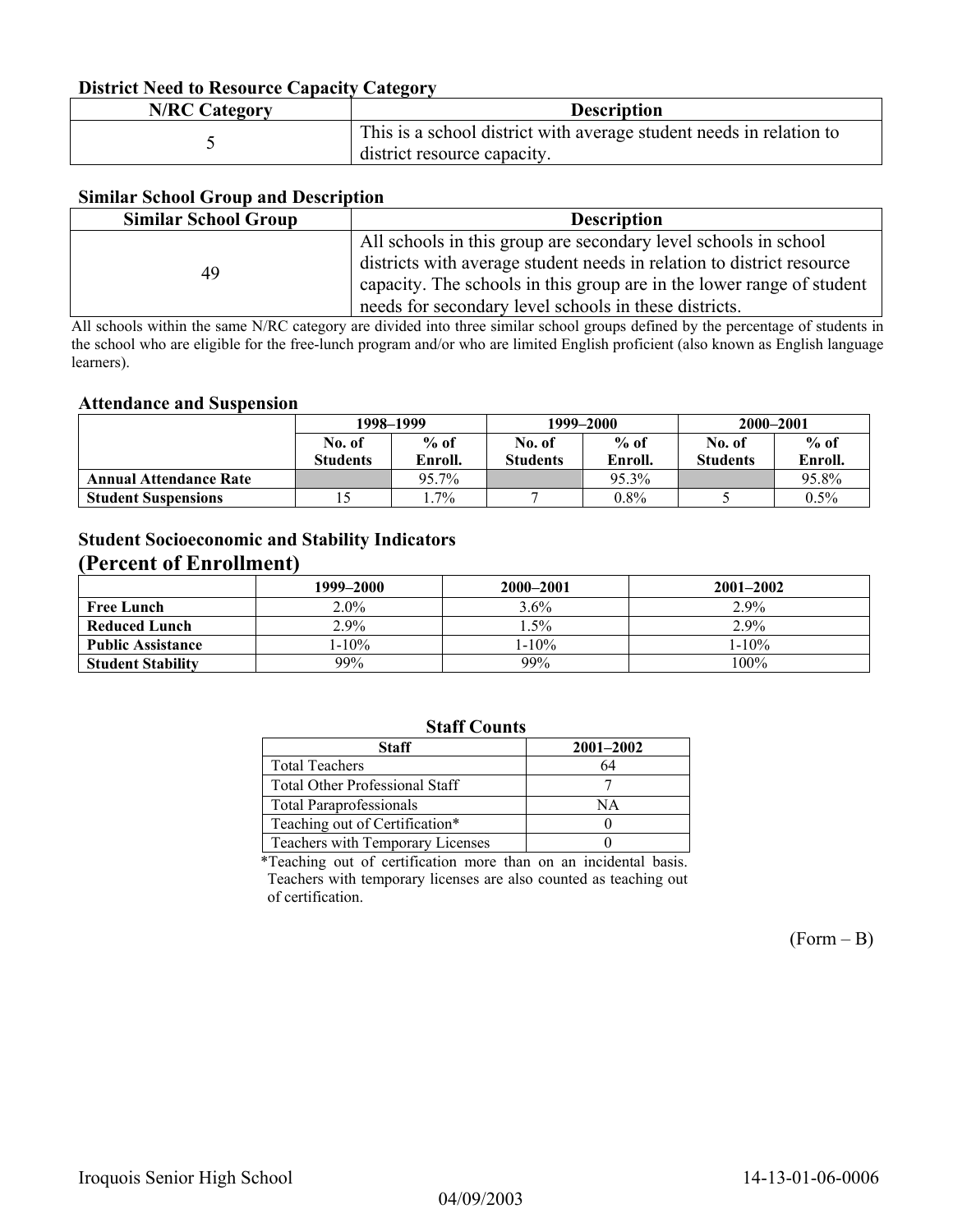### District Need to Resource Capacity Category

| N/RC Category | Description |
|---|---|
| 5 | This is a school district with average student needs in relation to district resource capacity. |

### Similar School Group and Description

| Similar School Group | Description |
|---|---|
| 49 | All schools in this group are secondary level schools in school districts with average student needs in relation to district resource capacity. The schools in this group are in the lower range of student needs for secondary level schools in these districts. |

All schools within the same N/RC category are divided into three similar school groups defined by the percentage of students in the school who are eligible for the free-lunch program and/or who are limited English proficient (also known as English language learners).

### Attendance and Suspension

| | 1998–1999 | | 1999–2000 | | 2000–2001 | |
|---|---|---|---|---|---|---|
| | No. of Students | % of Enroll. | No. of Students | % of Enroll. | No. of Students | % of Enroll. |
| **Annual Attendance Rate** | | 95.7% | | 95.3% | | 95.8% |
| **Student Suspensions** | 15 | 1.7% | 7 | 0.8% | 5 | 0.5% |

### Student Socioeconomic and Stability Indicators
## (Percent of Enrollment)

| | 1999–2000 | 2000–2001 | 2001–2002 |
|---|---|---|---|
| **Free Lunch** | 2.0% | 3.6% | 2.9% |
| **Reduced Lunch** | 2.9% | 1.5% | 2.9% |
| **Public Assistance** | 1-10% | 1-10% | 1-10% |
| **Student Stability** | 99% | 99% | 100% |

### Staff Counts

| Staff | 2001–2002 |
|---|---|
| Total Teachers | 64 |
| Total Other Professional Staff | 7 |
| Total Paraprofessionals | NA |
| Teaching out of Certification* | 0 |
| Teachers with Temporary Licenses | 0 |

*Teaching out of certification more than on an incidental basis. Teachers with temporary licenses are also counted as teaching out of certification.

(Form – B)

Iroquois Senior High School 14-13-01-06-0006

04/09/2003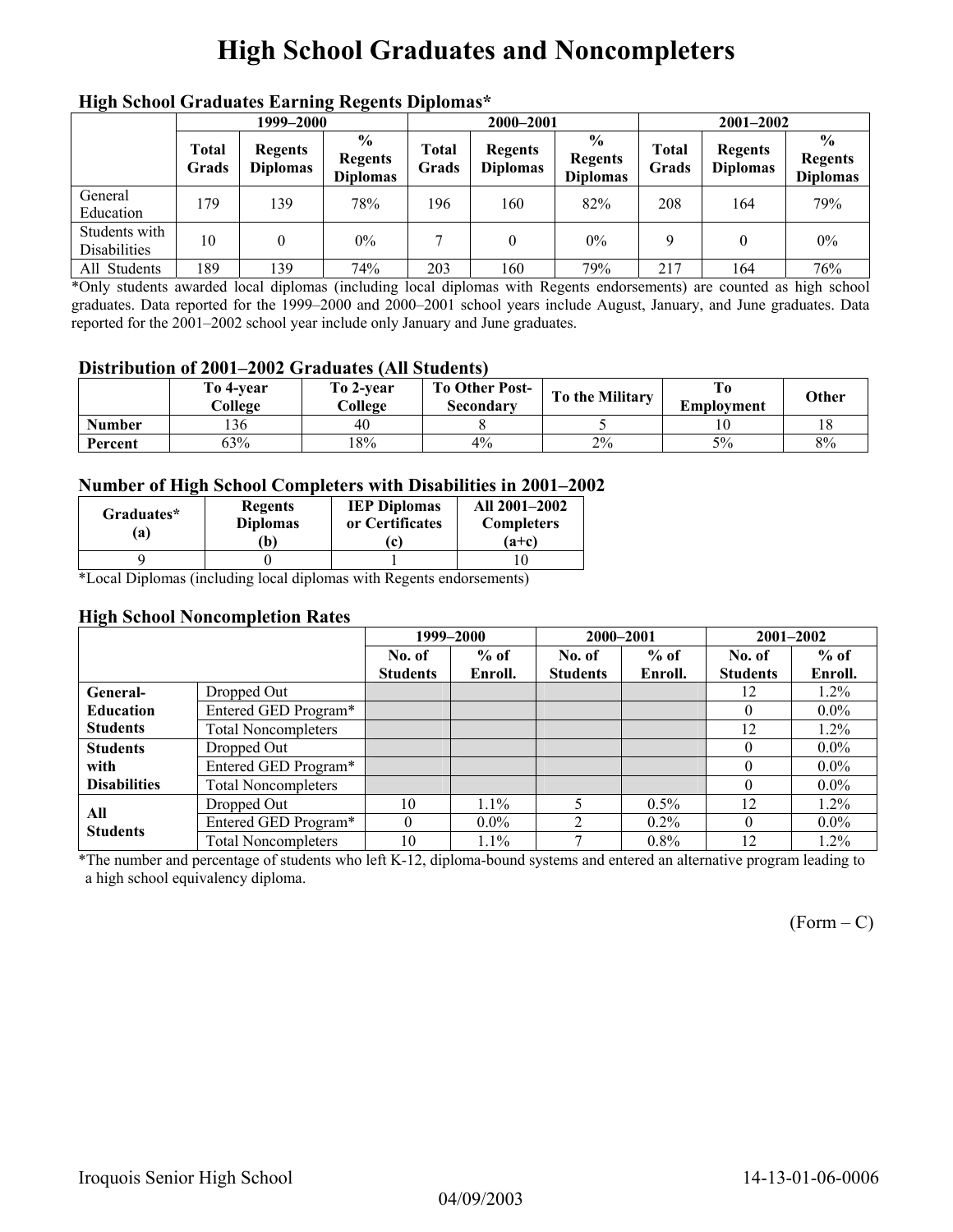# High School Graduates and Noncompleters

### High School Graduates Earning Regents Diplomas*

| | 1999–2000 | | | 2000–2001 | | | 2001–2002 | | |
|---|---|---|---|---|---|---|---|---|---|
| | Total Grads | Regents Diplomas | % Regents Diplomas | Total Grads | Regents Diplomas | % Regents Diplomas | Total Grads | Regents Diplomas | % Regents Diplomas |
| General Education | 179 | 139 | 78% | 196 | 160 | 82% | 208 | 164 | 79% |
| Students with Disabilities | 10 | 0 | 0% | 7 | 0 | 0% | 9 | 0 | 0% |
| All Students | 189 | 139 | 74% | 203 | 160 | 79% | 217 | 164 | 76% |

*Only students awarded local diplomas (including local diplomas with Regents endorsements) are counted as high school graduates. Data reported for the 1999–2000 and 2000–2001 school years include August, January, and June graduates. Data reported for the 2001–2002 school year include only January and June graduates.

### Distribution of 2001–2002 Graduates (All Students)

| | To 4-year College | To 2-year College | To Other Post-Secondary | To the Military | To Employment | Other |
|---|---|---|---|---|---|---|
| Number | 136 | 40 | 8 | 5 | 10 | 18 |
| Percent | 63% | 18% | 4% | 2% | 5% | 8% |

### Number of High School Completers with Disabilities in 2001–2002

| Graduates* (a) | Regents Diplomas (b) | IEP Diplomas or Certificates (c) | All 2001–2002 Completers (a+c) |
|---|---|---|---|
| 9 | 0 | 1 | 10 |

*Local Diplomas (including local diplomas with Regents endorsements)

### High School Noncompletion Rates

| | | 1999–2000 | | 2000–2001 | | 2001–2002 | |
|---|---|---|---|---|---|---|---|
| | | No. of Students | % of Enroll. | No. of Students | % of Enroll. | No. of Students | % of Enroll. |
| General-Education Students | Dropped Out | | | | | 12 | 1.2% |
| | Entered GED Program* | | | | | 0 | 0.0% |
| | Total Noncompleters | | | | | 12 | 1.2% |
| Students with Disabilities | Dropped Out | | | | | 0 | 0.0% |
| | Entered GED Program* | | | | | 0 | 0.0% |
| | Total Noncompleters | | | | | 0 | 0.0% |
| All Students | Dropped Out | 10 | 1.1% | 5 | 0.5% | 12 | 1.2% |
| | Entered GED Program* | 0 | 0.0% | 2 | 0.2% | 0 | 0.0% |
| | Total Noncompleters | 10 | 1.1% | 7 | 0.8% | 12 | 1.2% |

*The number and percentage of students who left K-12, diploma-bound systems and entered an alternative program leading to a high school equivalency diploma.

(Form – C)

Iroquois Senior High School 14-13-01-06-0006

04/09/2003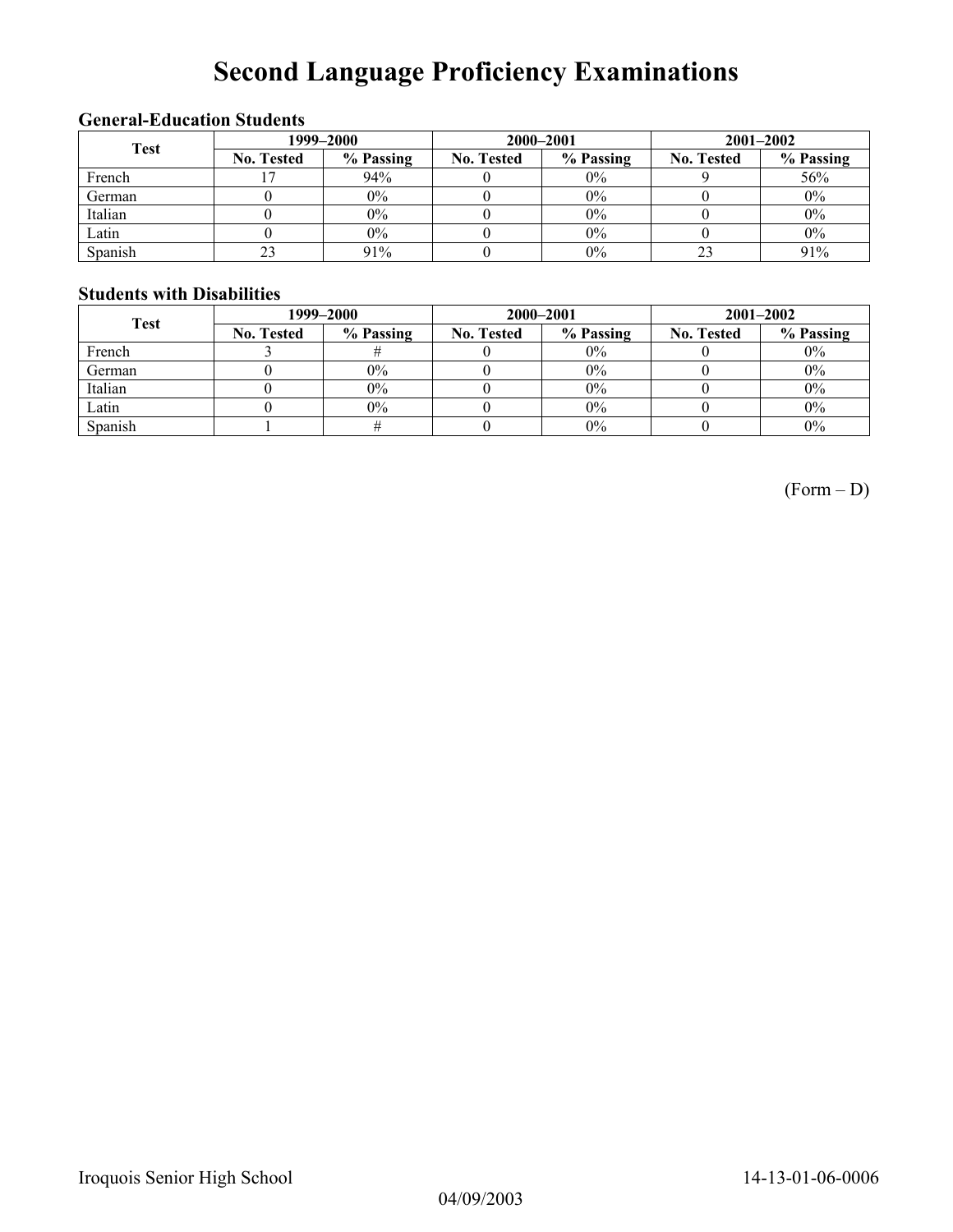# Second Language Proficiency Examinations

### General-Education Students

| Test | 1999–2000 | | 2000–2001 | | 2001–2002 | |
|---|---|---|---|---|---|---|
| | No. Tested | % Passing | No. Tested | % Passing | No. Tested | % Passing |
| French | 17 | 94% | 0 | 0% | 9 | 56% |
| German | 0 | 0% | 0 | 0% | 0 | 0% |
| Italian | 0 | 0% | 0 | 0% | 0 | 0% |
| Latin | 0 | 0% | 0 | 0% | 0 | 0% |
| Spanish | 23 | 91% | 0 | 0% | 23 | 91% |

### Students with Disabilities

| Test | 1999–2000 | | 2000–2001 | | 2001–2002 | |
|---|---|---|---|---|---|---|
| | No. Tested | % Passing | No. Tested | % Passing | No. Tested | % Passing |
| French | 3 | # | 0 | 0% | 0 | 0% |
| German | 0 | 0% | 0 | 0% | 0 | 0% |
| Italian | 0 | 0% | 0 | 0% | 0 | 0% |
| Latin | 0 | 0% | 0 | 0% | 0 | 0% |
| Spanish | 1 | # | 0 | 0% | 0 | 0% |

(Form – D)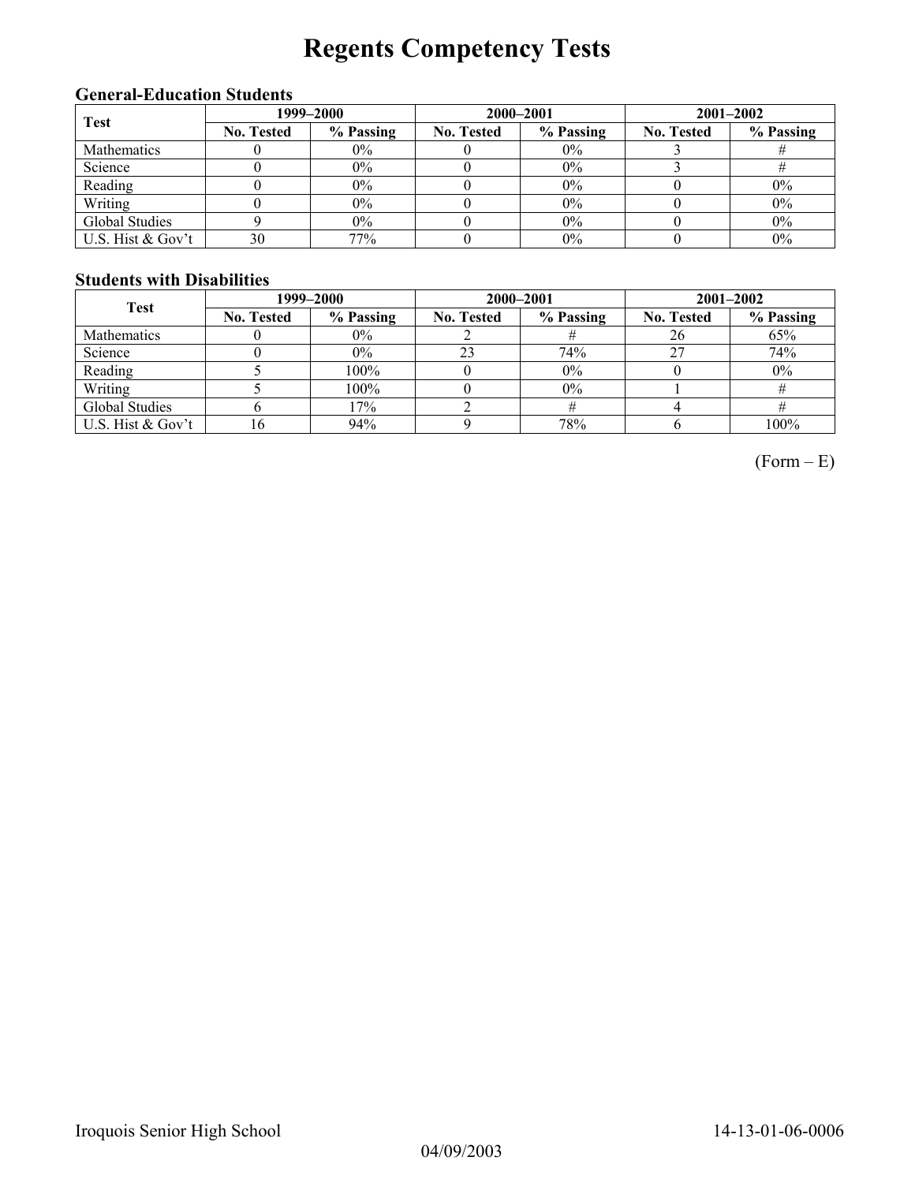# Regents Competency Tests

### General-Education Students

| Test | 1999–2000 | | 2000–2001 | | 2001–2002 | |
|---|---|---|---|---|---|---|
| | No. Tested | % Passing | No. Tested | % Passing | No. Tested | % Passing |
| Mathematics | 0 | 0% | 0 | 0% | 3 | # |
| Science | 0 | 0% | 0 | 0% | 3 | # |
| Reading | 0 | 0% | 0 | 0% | 0 | 0% |
| Writing | 0 | 0% | 0 | 0% | 0 | 0% |
| Global Studies | 9 | 0% | 0 | 0% | 0 | 0% |
| U.S. Hist & Gov't | 30 | 77% | 0 | 0% | 0 | 0% |

### Students with Disabilities

| Test | 1999–2000 | | 2000–2001 | | 2001–2002 | |
|---|---|---|---|---|---|---|
| | No. Tested | % Passing | No. Tested | % Passing | No. Tested | % Passing |
| Mathematics | 0 | 0% | 2 | # | 26 | 65% |
| Science | 0 | 0% | 23 | 74% | 27 | 74% |
| Reading | 5 | 100% | 0 | 0% | 0 | 0% |
| Writing | 5 | 100% | 0 | 0% | 1 | # |
| Global Studies | 6 | 17% | 2 | # | 4 | # |
| U.S. Hist & Gov't | 16 | 94% | 9 | 78% | 6 | 100% |

(Form – E)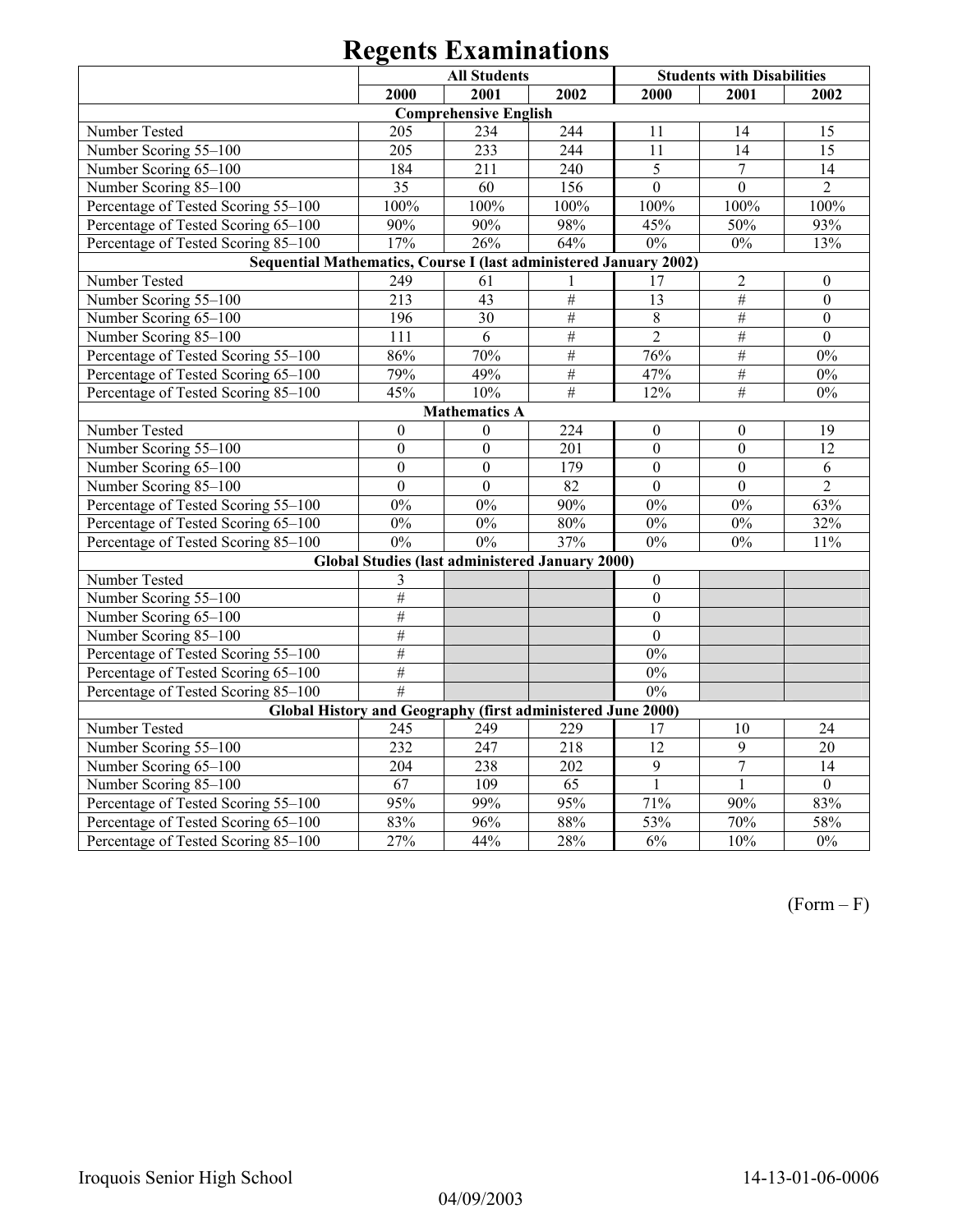# Regents Examinations

| | All Students | | | Students with Disabilities | | |
|---|---|---|---|---|---|---|
| | 2000 | 2001 | 2002 | 2000 | 2001 | 2002 |
| **Comprehensive English** | | | | | | |
| Number Tested | 205 | 234 | 244 | 11 | 14 | 15 |
| Number Scoring 55–100 | 205 | 233 | 244 | 11 | 14 | 15 |
| Number Scoring 65–100 | 184 | 211 | 240 | 5 | 7 | 14 |
| Number Scoring 85–100 | 35 | 60 | 156 | 0 | 0 | 2 |
| Percentage of Tested Scoring 55–100 | 100% | 100% | 100% | 100% | 100% | 100% |
| Percentage of Tested Scoring 65–100 | 90% | 90% | 98% | 45% | 50% | 93% |
| Percentage of Tested Scoring 85–100 | 17% | 26% | 64% | 0% | 0% | 13% |
| **Sequential Mathematics, Course I (last administered January 2002)** | | | | | | |
| Number Tested | 249 | 61 | 1 | 17 | 2 | 0 |
| Number Scoring 55–100 | 213 | 43 | # | 13 | # | 0 |
| Number Scoring 65–100 | 196 | 30 | # | 8 | # | 0 |
| Number Scoring 85–100 | 111 | 6 | # | 2 | # | 0 |
| Percentage of Tested Scoring 55–100 | 86% | 70% | # | 76% | # | 0% |
| Percentage of Tested Scoring 65–100 | 79% | 49% | # | 47% | # | 0% |
| Percentage of Tested Scoring 85–100 | 45% | 10% | # | 12% | # | 0% |
| **Mathematics A** | | | | | | |
| Number Tested | 0 | 0 | 224 | 0 | 0 | 19 |
| Number Scoring 55–100 | 0 | 0 | 201 | 0 | 0 | 12 |
| Number Scoring 65–100 | 0 | 0 | 179 | 0 | 0 | 6 |
| Number Scoring 85–100 | 0 | 0 | 82 | 0 | 0 | 2 |
| Percentage of Tested Scoring 55–100 | 0% | 0% | 90% | 0% | 0% | 63% |
| Percentage of Tested Scoring 65–100 | 0% | 0% | 80% | 0% | 0% | 32% |
| Percentage of Tested Scoring 85–100 | 0% | 0% | 37% | 0% | 0% | 11% |
| **Global Studies (last administered January 2000)** | | | | | | |
| Number Tested | 3 | | | 0 | | |
| Number Scoring 55–100 | # | | | 0 | | |
| Number Scoring 65–100 | # | | | 0 | | |
| Number Scoring 85–100 | # | | | 0 | | |
| Percentage of Tested Scoring 55–100 | # | | | 0% | | |
| Percentage of Tested Scoring 65–100 | # | | | 0% | | |
| Percentage of Tested Scoring 85–100 | # | | | 0% | | |
| **Global History and Geography (first administered June 2000)** | | | | | | |
| Number Tested | 245 | 249 | 229 | 17 | 10 | 24 |
| Number Scoring 55–100 | 232 | 247 | 218 | 12 | 9 | 20 |
| Number Scoring 65–100 | 204 | 238 | 202 | 9 | 7 | 14 |
| Number Scoring 85–100 | 67 | 109 | 65 | 1 | 1 | 0 |
| Percentage of Tested Scoring 55–100 | 95% | 99% | 95% | 71% | 90% | 83% |
| Percentage of Tested Scoring 65–100 | 83% | 96% | 88% | 53% | 70% | 58% |
| Percentage of Tested Scoring 85–100 | 27% | 44% | 28% | 6% | 10% | 0% |

(Form – F)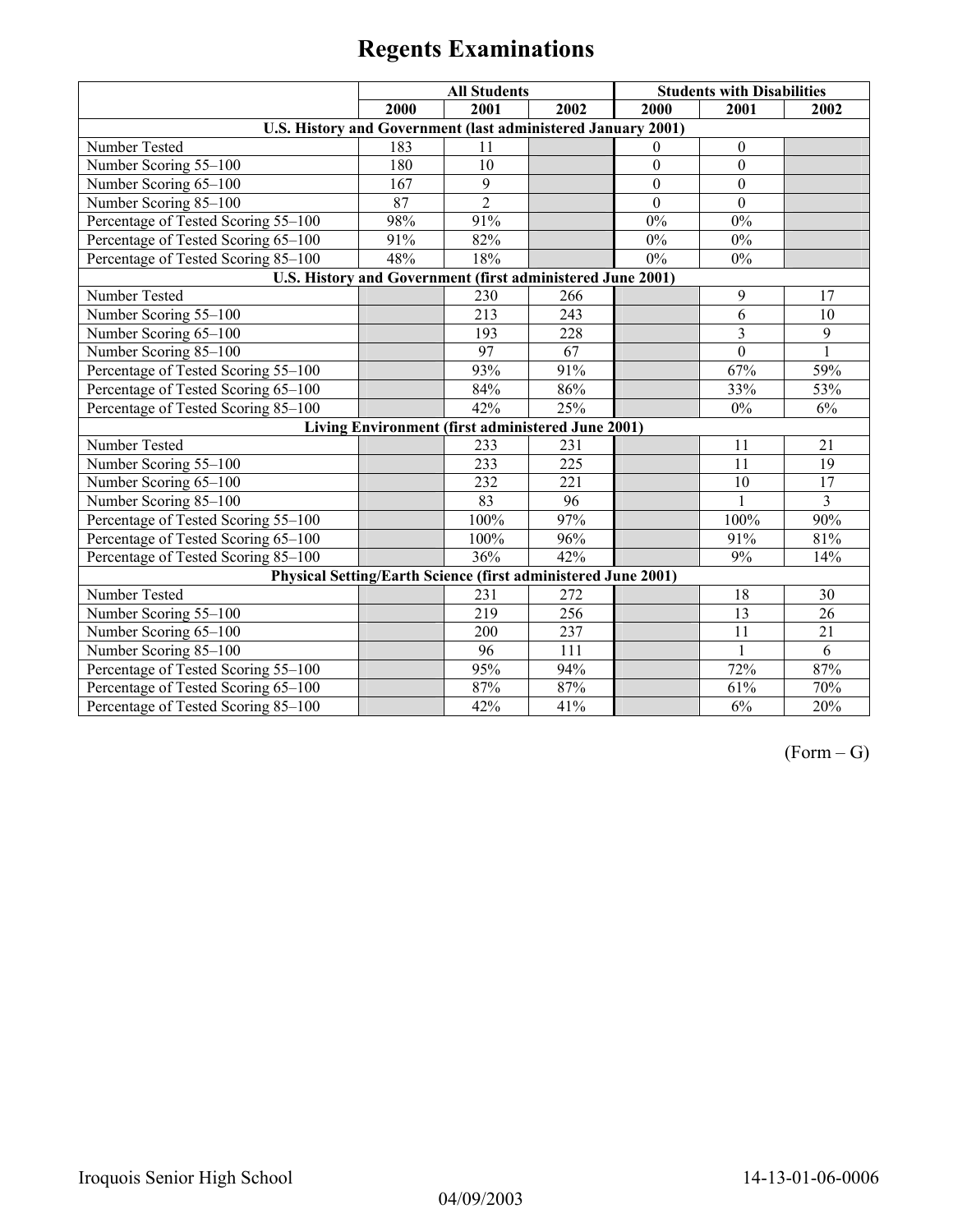# Regents Examinations

| | All Students | | | Students with Disabilities | | |
|---|---|---|---|---|---|---|
| | 2000 | 2001 | 2002 | 2000 | 2001 | 2002 |
| **U.S. History and Government (last administered January 2001)** | | | | | | |
| Number Tested | 183 | 11 | | 0 | 0 | |
| Number Scoring 55–100 | 180 | 10 | | 0 | 0 | |
| Number Scoring 65–100 | 167 | 9 | | 0 | 0 | |
| Number Scoring 85–100 | 87 | 2 | | 0 | 0 | |
| Percentage of Tested Scoring 55–100 | 98% | 91% | | 0% | 0% | |
| Percentage of Tested Scoring 65–100 | 91% | 82% | | 0% | 0% | |
| Percentage of Tested Scoring 85–100 | 48% | 18% | | 0% | 0% | |
| **U.S. History and Government (first administered June 2001)** | | | | | | |
| Number Tested | | 230 | 266 | | 9 | 17 |
| Number Scoring 55–100 | | 213 | 243 | | 6 | 10 |
| Number Scoring 65–100 | | 193 | 228 | | 3 | 9 |
| Number Scoring 85–100 | | 97 | 67 | | 0 | 1 |
| Percentage of Tested Scoring 55–100 | | 93% | 91% | | 67% | 59% |
| Percentage of Tested Scoring 65–100 | | 84% | 86% | | 33% | 53% |
| Percentage of Tested Scoring 85–100 | | 42% | 25% | | 0% | 6% |
| **Living Environment (first administered June 2001)** | | | | | | |
| Number Tested | | 233 | 231 | | 11 | 21 |
| Number Scoring 55–100 | | 233 | 225 | | 11 | 19 |
| Number Scoring 65–100 | | 232 | 221 | | 10 | 17 |
| Number Scoring 85–100 | | 83 | 96 | | 1 | 3 |
| Percentage of Tested Scoring 55–100 | | 100% | 97% | | 100% | 90% |
| Percentage of Tested Scoring 65–100 | | 100% | 96% | | 91% | 81% |
| Percentage of Tested Scoring 85–100 | | 36% | 42% | | 9% | 14% |
| **Physical Setting/Earth Science (first administered June 2001)** | | | | | | |
| Number Tested | | 231 | 272 | | 18 | 30 |
| Number Scoring 55–100 | | 219 | 256 | | 13 | 26 |
| Number Scoring 65–100 | | 200 | 237 | | 11 | 21 |
| Number Scoring 85–100 | | 96 | 111 | | 1 | 6 |
| Percentage of Tested Scoring 55–100 | | 95% | 94% | | 72% | 87% |
| Percentage of Tested Scoring 65–100 | | 87% | 87% | | 61% | 70% |
| Percentage of Tested Scoring 85–100 | | 42% | 41% | | 6% | 20% |

(Form – G)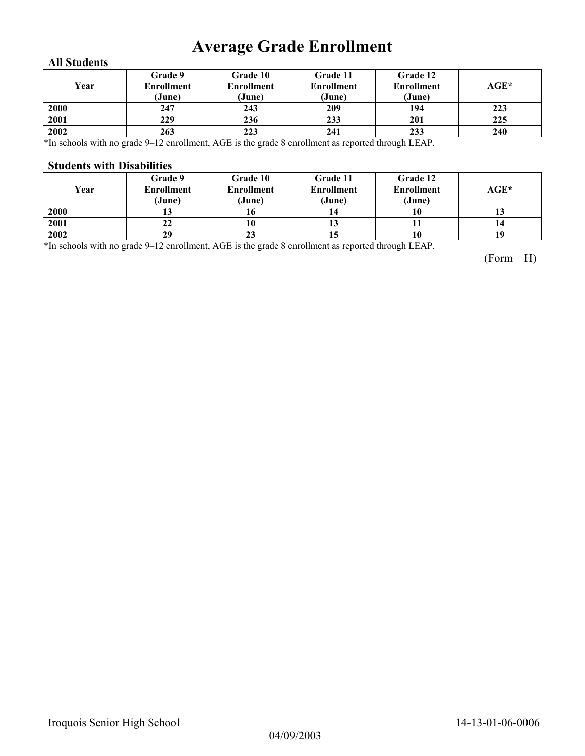# Average Grade Enrollment

### All Students

| Year | Grade 9 Enrollment (June) | Grade 10 Enrollment (June) | Grade 11 Enrollment (June) | Grade 12 Enrollment (June) | AGE* |
|---|---|---|---|---|---|
| 2000 | 247 | 243 | 209 | 194 | 223 |
| 2001 | 229 | 236 | 233 | 201 | 225 |
| 2002 | 263 | 223 | 241 | 233 | 240 |

*In schools with no grade 9–12 enrollment, AGE is the grade 8 enrollment as reported through LEAP.

### Students with Disabilities

| Year | Grade 9 Enrollment (June) | Grade 10 Enrollment (June) | Grade 11 Enrollment (June) | Grade 12 Enrollment (June) | AGE* |
|---|---|---|---|---|---|
| 2000 | 13 | 16 | 14 | 10 | 13 |
| 2001 | 22 | 10 | 13 | 11 | 14 |
| 2002 | 29 | 23 | 15 | 10 | 19 |

*In schools with no grade 9–12 enrollment, AGE is the grade 8 enrollment as reported through LEAP.

(Form – H)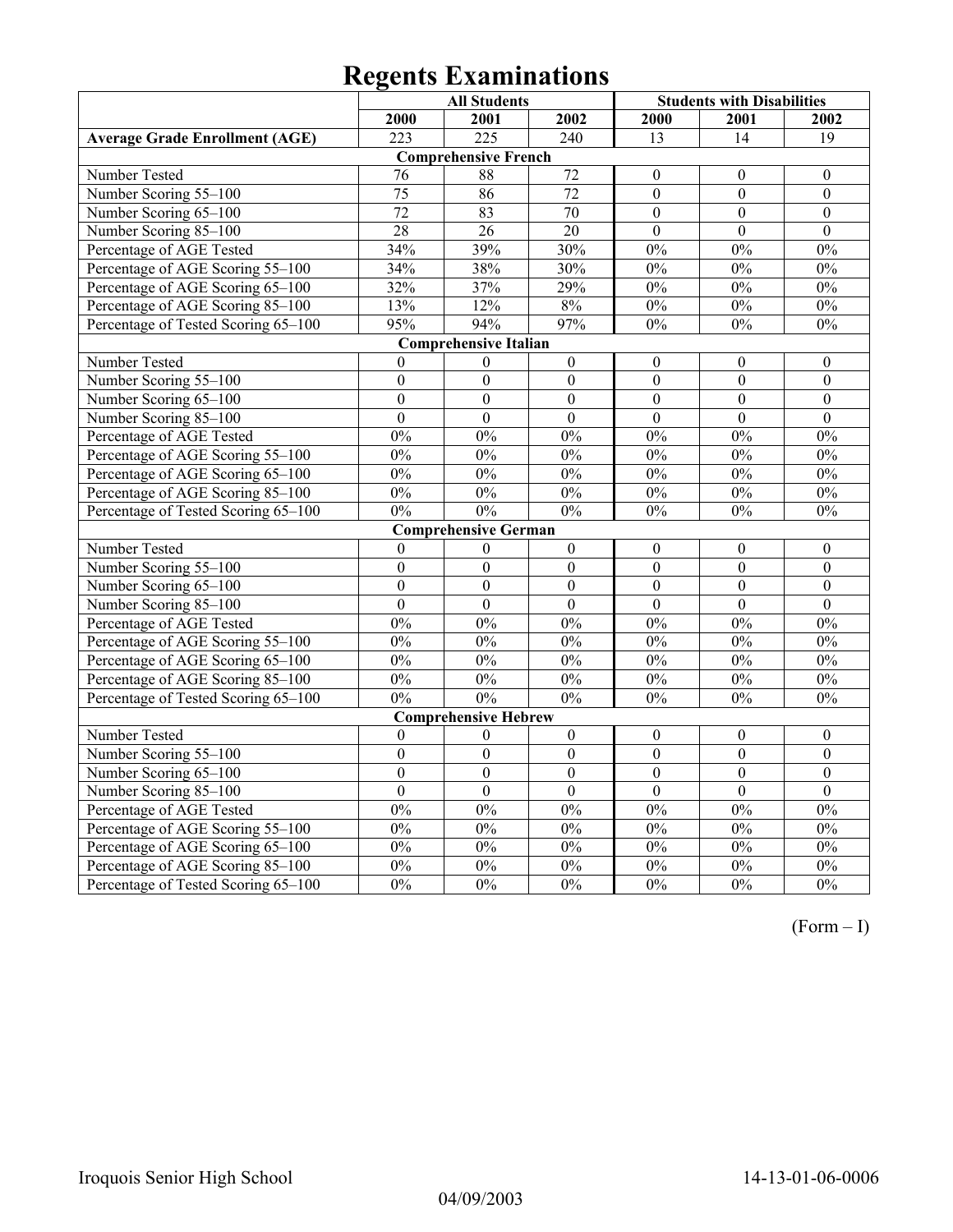# Regents Examinations

| | All Students | | | Students with Disabilities | | |
|---|---|---|---|---|---|---|
| | 2000 | 2001 | 2002 | 2000 | 2001 | 2002 |
| **Average Grade Enrollment (AGE)** | 223 | 225 | 240 | 13 | 14 | 19 |
| **Comprehensive French** | | | | | | |
| Number Tested | 76 | 88 | 72 | 0 | 0 | 0 |
| Number Scoring 55–100 | 75 | 86 | 72 | 0 | 0 | 0 |
| Number Scoring 65–100 | 72 | 83 | 70 | 0 | 0 | 0 |
| Number Scoring 85–100 | 28 | 26 | 20 | 0 | 0 | 0 |
| Percentage of AGE Tested | 34% | 39% | 30% | 0% | 0% | 0% |
| Percentage of AGE Scoring 55–100 | 34% | 38% | 30% | 0% | 0% | 0% |
| Percentage of AGE Scoring 65–100 | 32% | 37% | 29% | 0% | 0% | 0% |
| Percentage of AGE Scoring 85–100 | 13% | 12% | 8% | 0% | 0% | 0% |
| Percentage of Tested Scoring 65–100 | 95% | 94% | 97% | 0% | 0% | 0% |
| **Comprehensive Italian** | | | | | | |
| Number Tested | 0 | 0 | 0 | 0 | 0 | 0 |
| Number Scoring 55–100 | 0 | 0 | 0 | 0 | 0 | 0 |
| Number Scoring 65–100 | 0 | 0 | 0 | 0 | 0 | 0 |
| Number Scoring 85–100 | 0 | 0 | 0 | 0 | 0 | 0 |
| Percentage of AGE Tested | 0% | 0% | 0% | 0% | 0% | 0% |
| Percentage of AGE Scoring 55–100 | 0% | 0% | 0% | 0% | 0% | 0% |
| Percentage of AGE Scoring 65–100 | 0% | 0% | 0% | 0% | 0% | 0% |
| Percentage of AGE Scoring 85–100 | 0% | 0% | 0% | 0% | 0% | 0% |
| Percentage of Tested Scoring 65–100 | 0% | 0% | 0% | 0% | 0% | 0% |
| **Comprehensive German** | | | | | | |
| Number Tested | 0 | 0 | 0 | 0 | 0 | 0 |
| Number Scoring 55–100 | 0 | 0 | 0 | 0 | 0 | 0 |
| Number Scoring 65–100 | 0 | 0 | 0 | 0 | 0 | 0 |
| Number Scoring 85–100 | 0 | 0 | 0 | 0 | 0 | 0 |
| Percentage of AGE Tested | 0% | 0% | 0% | 0% | 0% | 0% |
| Percentage of AGE Scoring 55–100 | 0% | 0% | 0% | 0% | 0% | 0% |
| Percentage of AGE Scoring 65–100 | 0% | 0% | 0% | 0% | 0% | 0% |
| Percentage of AGE Scoring 85–100 | 0% | 0% | 0% | 0% | 0% | 0% |
| Percentage of Tested Scoring 65–100 | 0% | 0% | 0% | 0% | 0% | 0% |
| **Comprehensive Hebrew** | | | | | | |
| Number Tested | 0 | 0 | 0 | 0 | 0 | 0 |
| Number Scoring 55–100 | 0 | 0 | 0 | 0 | 0 | 0 |
| Number Scoring 65–100 | 0 | 0 | 0 | 0 | 0 | 0 |
| Number Scoring 85–100 | 0 | 0 | 0 | 0 | 0 | 0 |
| Percentage of AGE Tested | 0% | 0% | 0% | 0% | 0% | 0% |
| Percentage of AGE Scoring 55–100 | 0% | 0% | 0% | 0% | 0% | 0% |
| Percentage of AGE Scoring 65–100 | 0% | 0% | 0% | 0% | 0% | 0% |
| Percentage of AGE Scoring 85–100 | 0% | 0% | 0% | 0% | 0% | 0% |
| Percentage of Tested Scoring 65–100 | 0% | 0% | 0% | 0% | 0% | 0% |

(Form – I)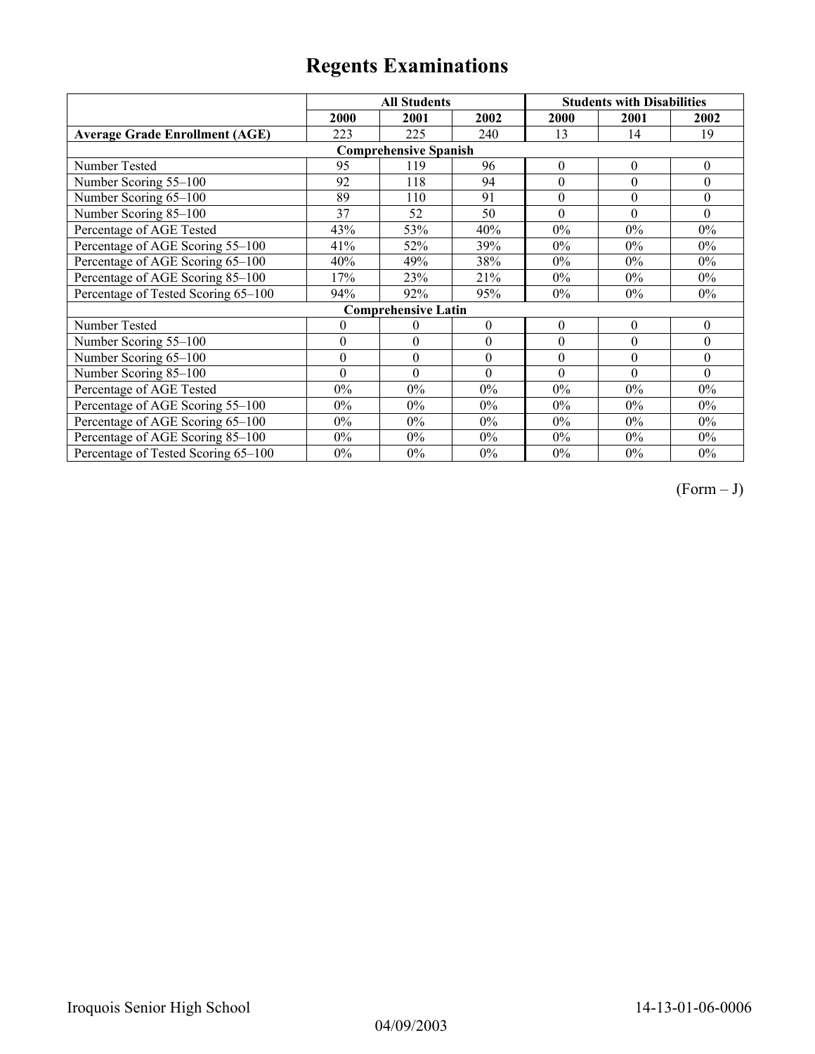# Regents Examinations

| | All Students | | | Students with Disabilities | | |
|---|---|---|---|---|---|---|
| | 2000 | 2001 | 2002 | 2000 | 2001 | 2002 |
| **Average Grade Enrollment (AGE)** | 223 | 225 | 240 | 13 | 14 | 19 |
| **Comprehensive Spanish** | | | | | | |
| Number Tested | 95 | 119 | 96 | 0 | 0 | 0 |
| Number Scoring 55–100 | 92 | 118 | 94 | 0 | 0 | 0 |
| Number Scoring 65–100 | 89 | 110 | 91 | 0 | 0 | 0 |
| Number Scoring 85–100 | 37 | 52 | 50 | 0 | 0 | 0 |
| Percentage of AGE Tested | 43% | 53% | 40% | 0% | 0% | 0% |
| Percentage of AGE Scoring 55–100 | 41% | 52% | 39% | 0% | 0% | 0% |
| Percentage of AGE Scoring 65–100 | 40% | 49% | 38% | 0% | 0% | 0% |
| Percentage of AGE Scoring 85–100 | 17% | 23% | 21% | 0% | 0% | 0% |
| Percentage of Tested Scoring 65–100 | 94% | 92% | 95% | 0% | 0% | 0% |
| **Comprehensive Latin** | | | | | | |
| Number Tested | 0 | 0 | 0 | 0 | 0 | 0 |
| Number Scoring 55–100 | 0 | 0 | 0 | 0 | 0 | 0 |
| Number Scoring 65–100 | 0 | 0 | 0 | 0 | 0 | 0 |
| Number Scoring 85–100 | 0 | 0 | 0 | 0 | 0 | 0 |
| Percentage of AGE Tested | 0% | 0% | 0% | 0% | 0% | 0% |
| Percentage of AGE Scoring 55–100 | 0% | 0% | 0% | 0% | 0% | 0% |
| Percentage of AGE Scoring 65–100 | 0% | 0% | 0% | 0% | 0% | 0% |
| Percentage of AGE Scoring 85–100 | 0% | 0% | 0% | 0% | 0% | 0% |
| Percentage of Tested Scoring 65–100 | 0% | 0% | 0% | 0% | 0% | 0% |

(Form – J)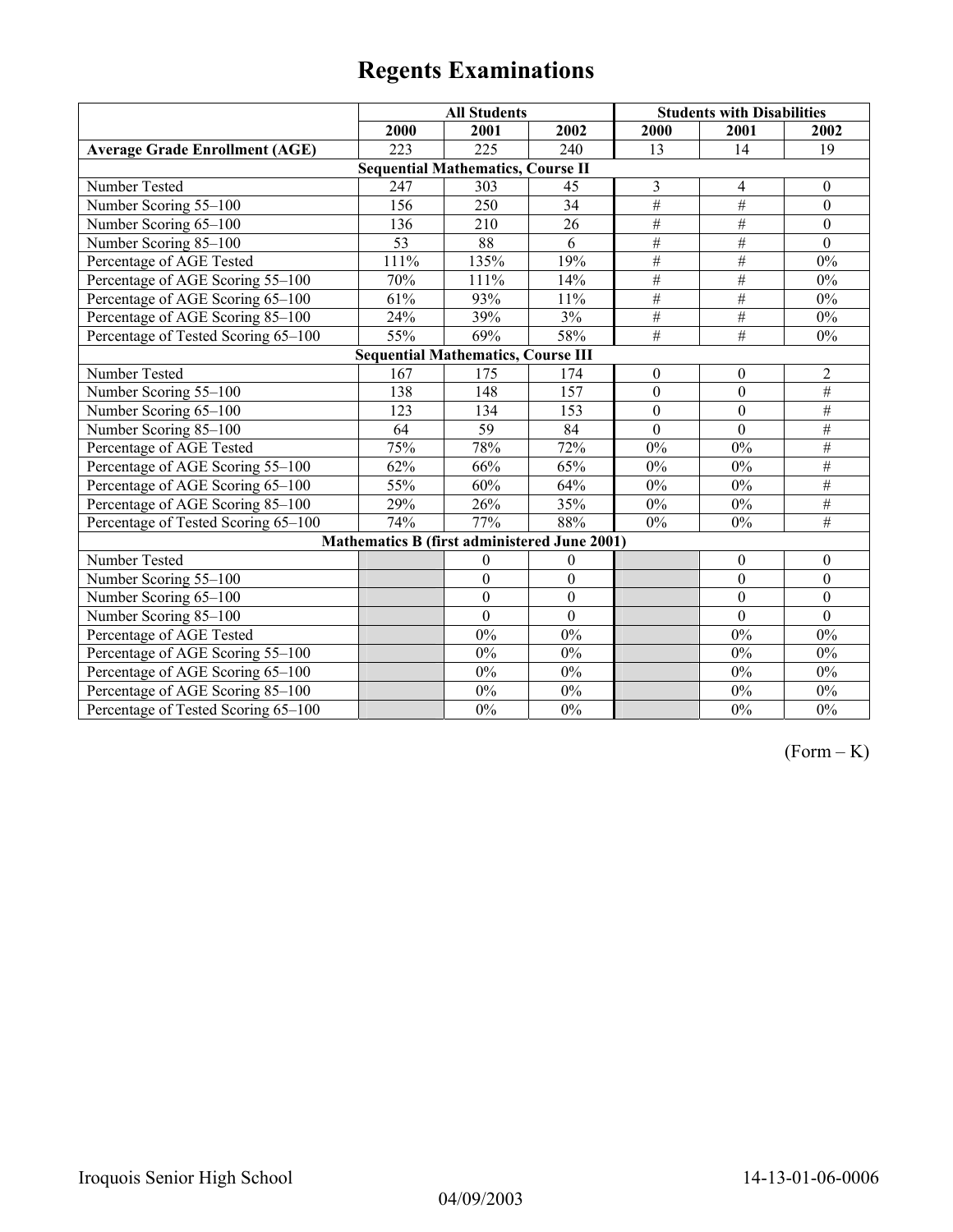# Regents Examinations

| | All Students | | | Students with Disabilities | | |
|---|---|---|---|---|---|---|
| | 2000 | 2001 | 2002 | 2000 | 2001 | 2002 |
| **Average Grade Enrollment (AGE)** | 223 | 225 | 240 | 13 | 14 | 19 |
| **Sequential Mathematics, Course II** | | | | | | |
| Number Tested | 247 | 303 | 45 | 3 | 4 | 0 |
| Number Scoring 55–100 | 156 | 250 | 34 | # | # | 0 |
| Number Scoring 65–100 | 136 | 210 | 26 | # | # | 0 |
| Number Scoring 85–100 | 53 | 88 | 6 | # | # | 0 |
| Percentage of AGE Tested | 111% | 135% | 19% | # | # | 0% |
| Percentage of AGE Scoring 55–100 | 70% | 111% | 14% | # | # | 0% |
| Percentage of AGE Scoring 65–100 | 61% | 93% | 11% | # | # | 0% |
| Percentage of AGE Scoring 85–100 | 24% | 39% | 3% | # | # | 0% |
| Percentage of Tested Scoring 65–100 | 55% | 69% | 58% | # | # | 0% |
| **Sequential Mathematics, Course III** | | | | | | |
| Number Tested | 167 | 175 | 174 | 0 | 0 | 2 |
| Number Scoring 55–100 | 138 | 148 | 157 | 0 | 0 | # |
| Number Scoring 65–100 | 123 | 134 | 153 | 0 | 0 | # |
| Number Scoring 85–100 | 64 | 59 | 84 | 0 | 0 | # |
| Percentage of AGE Tested | 75% | 78% | 72% | 0% | 0% | # |
| Percentage of AGE Scoring 55–100 | 62% | 66% | 65% | 0% | 0% | # |
| Percentage of AGE Scoring 65–100 | 55% | 60% | 64% | 0% | 0% | # |
| Percentage of AGE Scoring 85–100 | 29% | 26% | 35% | 0% | 0% | # |
| Percentage of Tested Scoring 65–100 | 74% | 77% | 88% | 0% | 0% | # |
| **Mathematics B (first administered June 2001)** | | | | | | |
| Number Tested | | 0 | 0 | | 0 | 0 |
| Number Scoring 55–100 | | 0 | 0 | | 0 | 0 |
| Number Scoring 65–100 | | 0 | 0 | | 0 | 0 |
| Number Scoring 85–100 | | 0 | 0 | | 0 | 0 |
| Percentage of AGE Tested | | 0% | 0% | | 0% | 0% |
| Percentage of AGE Scoring 55–100 | | 0% | 0% | | 0% | 0% |
| Percentage of AGE Scoring 65–100 | | 0% | 0% | | 0% | 0% |
| Percentage of AGE Scoring 85–100 | | 0% | 0% | | 0% | 0% |
| Percentage of Tested Scoring 65–100 | | 0% | 0% | | 0% | 0% |

(Form – K)

Iroquois Senior High School 14-13-01-06-0006

04/09/2003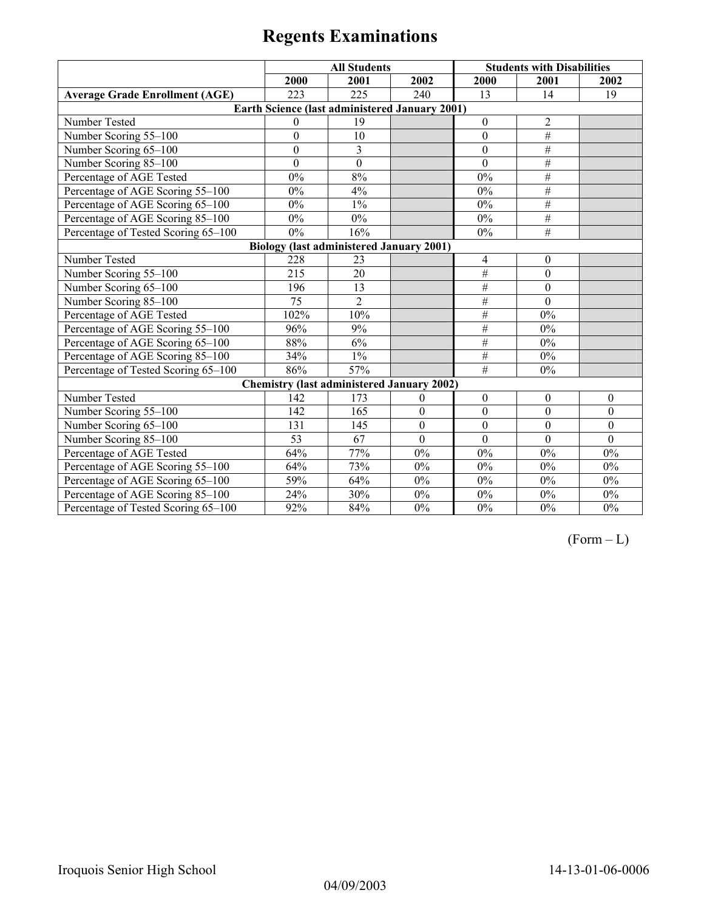# Regents Examinations

| | All Students | | | Students with Disabilities | | |
|---|---|---|---|---|---|---|
| | 2000 | 2001 | 2002 | 2000 | 2001 | 2002 |
| **Average Grade Enrollment (AGE)** | 223 | 225 | 240 | 13 | 14 | 19 |
| **Earth Science (last administered January 2001)** | | | | | | |
| Number Tested | 0 | 19 | | 0 | 2 | |
| Number Scoring 55–100 | 0 | 10 | | 0 | # | |
| Number Scoring 65–100 | 0 | 3 | | 0 | # | |
| Number Scoring 85–100 | 0 | 0 | | 0 | # | |
| Percentage of AGE Tested | 0% | 8% | | 0% | # | |
| Percentage of AGE Scoring 55–100 | 0% | 4% | | 0% | # | |
| Percentage of AGE Scoring 65–100 | 0% | 1% | | 0% | # | |
| Percentage of AGE Scoring 85–100 | 0% | 0% | | 0% | # | |
| Percentage of Tested Scoring 65–100 | 0% | 16% | | 0% | # | |
| **Biology (last administered January 2001)** | | | | | | |
| Number Tested | 228 | 23 | | 4 | 0 | |
| Number Scoring 55–100 | 215 | 20 | | # | 0 | |
| Number Scoring 65–100 | 196 | 13 | | # | 0 | |
| Number Scoring 85–100 | 75 | 2 | | # | 0 | |
| Percentage of AGE Tested | 102% | 10% | | # | 0% | |
| Percentage of AGE Scoring 55–100 | 96% | 9% | | # | 0% | |
| Percentage of AGE Scoring 65–100 | 88% | 6% | | # | 0% | |
| Percentage of AGE Scoring 85–100 | 34% | 1% | | # | 0% | |
| Percentage of Tested Scoring 65–100 | 86% | 57% | | # | 0% | |
| **Chemistry (last administered January 2002)** | | | | | | |
| Number Tested | 142 | 173 | 0 | 0 | 0 | 0 |
| Number Scoring 55–100 | 142 | 165 | 0 | 0 | 0 | 0 |
| Number Scoring 65–100 | 131 | 145 | 0 | 0 | 0 | 0 |
| Number Scoring 85–100 | 53 | 67 | 0 | 0 | 0 | 0 |
| Percentage of AGE Tested | 64% | 77% | 0% | 0% | 0% | 0% |
| Percentage of AGE Scoring 55–100 | 64% | 73% | 0% | 0% | 0% | 0% |
| Percentage of AGE Scoring 65–100 | 59% | 64% | 0% | 0% | 0% | 0% |
| Percentage of AGE Scoring 85–100 | 24% | 30% | 0% | 0% | 0% | 0% |
| Percentage of Tested Scoring 65–100 | 92% | 84% | 0% | 0% | 0% | 0% |

(Form – L)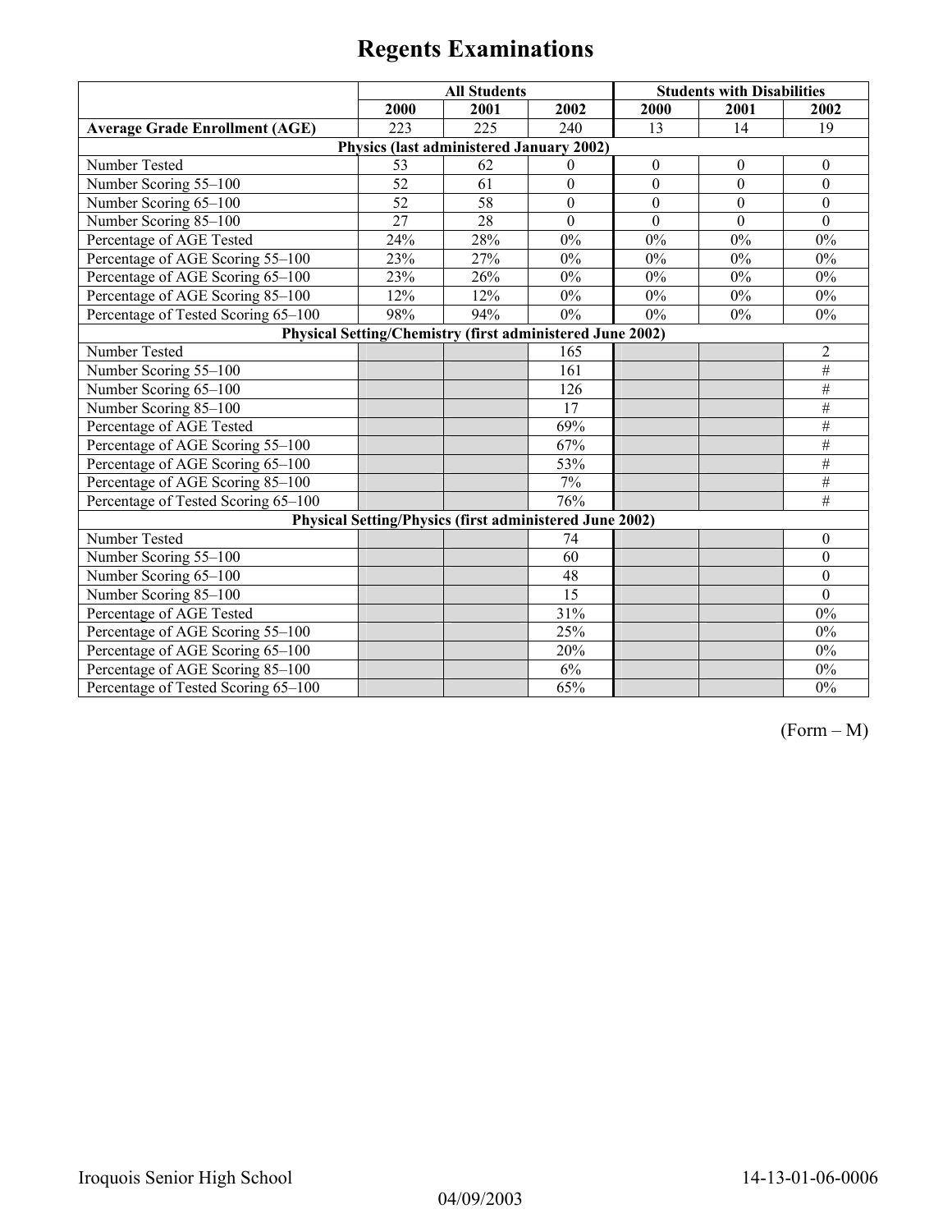# Regents Examinations

| | All Students | | | Students with Disabilities | | |
|---|---|---|---|---|---|---|
| | 2000 | 2001 | 2002 | 2000 | 2001 | 2002 |
| **Average Grade Enrollment (AGE)** | 223 | 225 | 240 | 13 | 14 | 19 |
| **Physics (last administered January 2002)** | | | | | | |
| Number Tested | 53 | 62 | 0 | 0 | 0 | 0 |
| Number Scoring 55–100 | 52 | 61 | 0 | 0 | 0 | 0 |
| Number Scoring 65–100 | 52 | 58 | 0 | 0 | 0 | 0 |
| Number Scoring 85–100 | 27 | 28 | 0 | 0 | 0 | 0 |
| Percentage of AGE Tested | 24% | 28% | 0% | 0% | 0% | 0% |
| Percentage of AGE Scoring 55–100 | 23% | 27% | 0% | 0% | 0% | 0% |
| Percentage of AGE Scoring 65–100 | 23% | 26% | 0% | 0% | 0% | 0% |
| Percentage of AGE Scoring 85–100 | 12% | 12% | 0% | 0% | 0% | 0% |
| Percentage of Tested Scoring 65–100 | 98% | 94% | 0% | 0% | 0% | 0% |
| **Physical Setting/Chemistry (first administered June 2002)** | | | | | | |
| Number Tested | | | 165 | | | 2 |
| Number Scoring 55–100 | | | 161 | | | # |
| Number Scoring 65–100 | | | 126 | | | # |
| Number Scoring 85–100 | | | 17 | | | # |
| Percentage of AGE Tested | | | 69% | | | # |
| Percentage of AGE Scoring 55–100 | | | 67% | | | # |
| Percentage of AGE Scoring 65–100 | | | 53% | | | # |
| Percentage of AGE Scoring 85–100 | | | 7% | | | # |
| Percentage of Tested Scoring 65–100 | | | 76% | | | # |
| **Physical Setting/Physics (first administered June 2002)** | | | | | | |
| Number Tested | | | 74 | | | 0 |
| Number Scoring 55–100 | | | 60 | | | 0 |
| Number Scoring 65–100 | | | 48 | | | 0 |
| Number Scoring 85–100 | | | 15 | | | 0 |
| Percentage of AGE Tested | | | 31% | | | 0% |
| Percentage of AGE Scoring 55–100 | | | 25% | | | 0% |
| Percentage of AGE Scoring 65–100 | | | 20% | | | 0% |
| Percentage of AGE Scoring 85–100 | | | 6% | | | 0% |
| Percentage of Tested Scoring 65–100 | | | 65% | | | 0% |

(Form – M)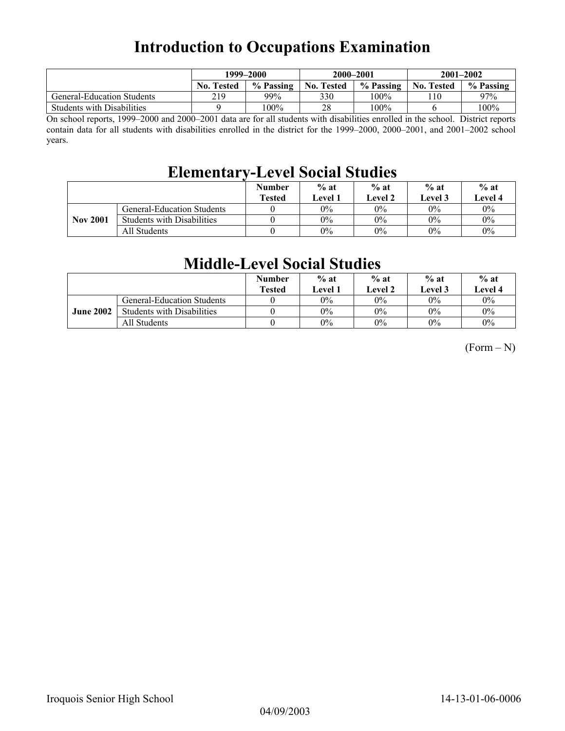# Introduction to Occupations Examination

| | 1999–2000 | | 2000–2001 | | 2001–2002 | |
|---|---|---|---|---|---|---|
| | No. Tested | % Passing | No. Tested | % Passing | No. Tested | % Passing |
| General-Education Students | 219 | 99% | 330 | 100% | 110 | 97% |
| Students with Disabilities | 9 | 100% | 28 | 100% | 6 | 100% |

On school reports, 1999–2000 and 2000–2001 data are for all students with disabilities enrolled in the school. District reports contain data for all students with disabilities enrolled in the district for the 1999–2000, 2000–2001, and 2001–2002 school years.

# Elementary-Level Social Studies

| | | Number Tested | % at Level 1 | % at Level 2 | % at Level 3 | % at Level 4 |
|---|---|---|---|---|---|---|
| **Nov 2001** | General-Education Students | 0 | 0% | 0% | 0% | 0% |
| | Students with Disabilities | 0 | 0% | 0% | 0% | 0% |
| | All Students | 0 | 0% | 0% | 0% | 0% |

# Middle-Level Social Studies

| | | Number Tested | % at Level 1 | % at Level 2 | % at Level 3 | % at Level 4 |
|---|---|---|---|---|---|---|
| **June 2002** | General-Education Students | 0 | 0% | 0% | 0% | 0% |
| | Students with Disabilities | 0 | 0% | 0% | 0% | 0% |
| | All Students | 0 | 0% | 0% | 0% | 0% |

(Form – N)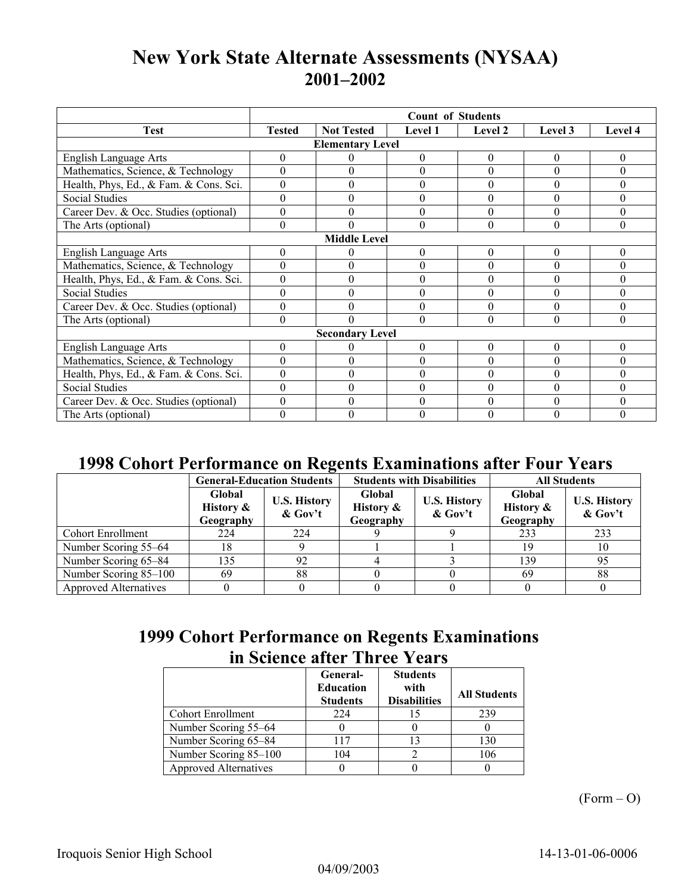# New York State Alternate Assessments (NYSAA) 2001–2002

| | Count of Students | | | | | |
|---|---|---|---|---|---|---|
| **Test** | **Tested** | **Not Tested** | **Level 1** | **Level 2** | **Level 3** | **Level 4** |
| **Elementary Level** | | | | | | |
| English Language Arts | 0 | 0 | 0 | 0 | 0 | 0 |
| Mathematics, Science, & Technology | 0 | 0 | 0 | 0 | 0 | 0 |
| Health, Phys, Ed., & Fam. & Cons. Sci. | 0 | 0 | 0 | 0 | 0 | 0 |
| Social Studies | 0 | 0 | 0 | 0 | 0 | 0 |
| Career Dev. & Occ. Studies (optional) | 0 | 0 | 0 | 0 | 0 | 0 |
| The Arts (optional) | 0 | 0 | 0 | 0 | 0 | 0 |
| **Middle Level** | | | | | | |
| English Language Arts | 0 | 0 | 0 | 0 | 0 | 0 |
| Mathematics, Science, & Technology | 0 | 0 | 0 | 0 | 0 | 0 |
| Health, Phys, Ed., & Fam. & Cons. Sci. | 0 | 0 | 0 | 0 | 0 | 0 |
| Social Studies | 0 | 0 | 0 | 0 | 0 | 0 |
| Career Dev. & Occ. Studies (optional) | 0 | 0 | 0 | 0 | 0 | 0 |
| The Arts (optional) | 0 | 0 | 0 | 0 | 0 | 0 |
| **Secondary Level** | | | | | | |
| English Language Arts | 0 | 0 | 0 | 0 | 0 | 0 |
| Mathematics, Science, & Technology | 0 | 0 | 0 | 0 | 0 | 0 |
| Health, Phys, Ed., & Fam. & Cons. Sci. | 0 | 0 | 0 | 0 | 0 | 0 |
| Social Studies | 0 | 0 | 0 | 0 | 0 | 0 |
| Career Dev. & Occ. Studies (optional) | 0 | 0 | 0 | 0 | 0 | 0 |
| The Arts (optional) | 0 | 0 | 0 | 0 | 0 | 0 |

# 1998 Cohort Performance on Regents Examinations after Four Years

| | General-Education Students | | Students with Disabilities | | All Students | |
|---|---|---|---|---|---|---|
| | **Global History & Geography** | **U.S. History & Gov't** | **Global History & Geography** | **U.S. History & Gov't** | **Global History & Geography** | **U.S. History & Gov't** |
| Cohort Enrollment | 224 | 224 | 9 | 9 | 233 | 233 |
| Number Scoring 55–64 | 18 | 9 | 1 | 1 | 19 | 10 |
| Number Scoring 65–84 | 135 | 92 | 4 | 3 | 139 | 95 |
| Number Scoring 85–100 | 69 | 88 | 0 | 0 | 69 | 88 |
| Approved Alternatives | 0 | 0 | 0 | 0 | 0 | 0 |

# 1999 Cohort Performance on Regents Examinations in Science after Three Years

| | General-Education Students | Students with Disabilities | All Students |
|---|---|---|---|
| Cohort Enrollment | 224 | 15 | 239 |
| Number Scoring 55–64 | 0 | 0 | 0 |
| Number Scoring 65–84 | 117 | 13 | 130 |
| Number Scoring 85–100 | 104 | 2 | 106 |
| Approved Alternatives | 0 | 0 | 0 |

(Form – O)